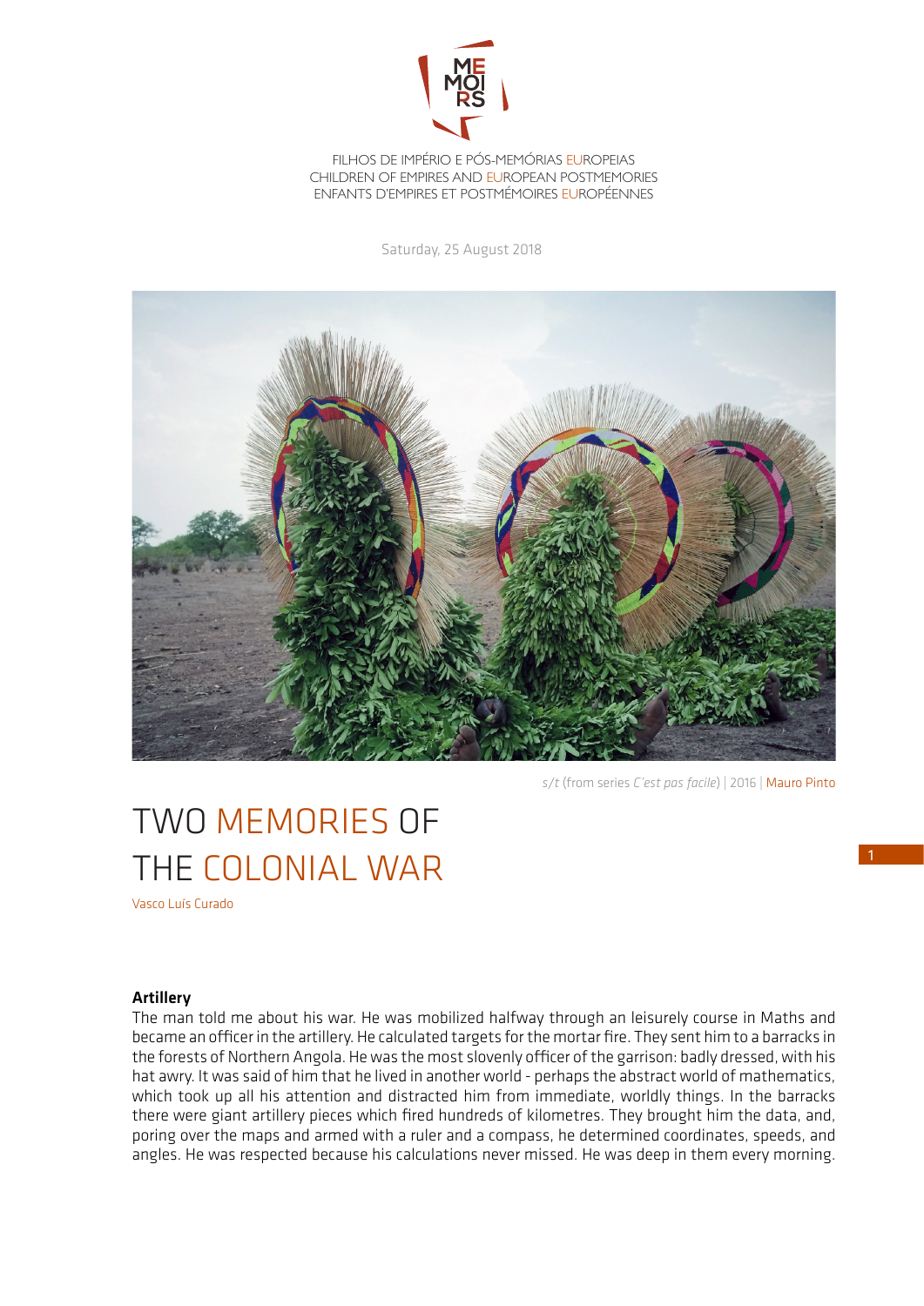FILHOS DE IMPÉRIO E PÓS-MEMÓRIAS EUROPEIAS
CHILDREN OF EMPIRES AND EUROPEAN POSTMEMORIES
ENFANTS D'EMPIRES ET POSTMÉMOIRES EUROPÉENNES

Saturday, 25 August 2018

*s/t* (from series *C'est pas facile*) | 2016 | Mauro Pinto

# TWO MEMORIES OF THE COLONIAL WAR

Vasco Luís Curado

### Artillery

The man told me about his war. He was mobilized halfway through an leisurely course in Maths and became an officer in the artillery. He calculated targets for the mortar fire. They sent him to a barracks in the forests of Northern Angola. He was the most slovenly officer of the garrison: badly dressed, with his hat awry. It was said of him that he lived in another world - perhaps the abstract world of mathematics, which took up all his attention and distracted him from immediate, worldly things. In the barracks there were giant artillery pieces which fired hundreds of kilometres. They brought him the data, and, poring over the maps and armed with a ruler and a compass, he determined coordinates, speeds, and angles. He was respected because his calculations never missed. He was deep in them every morning.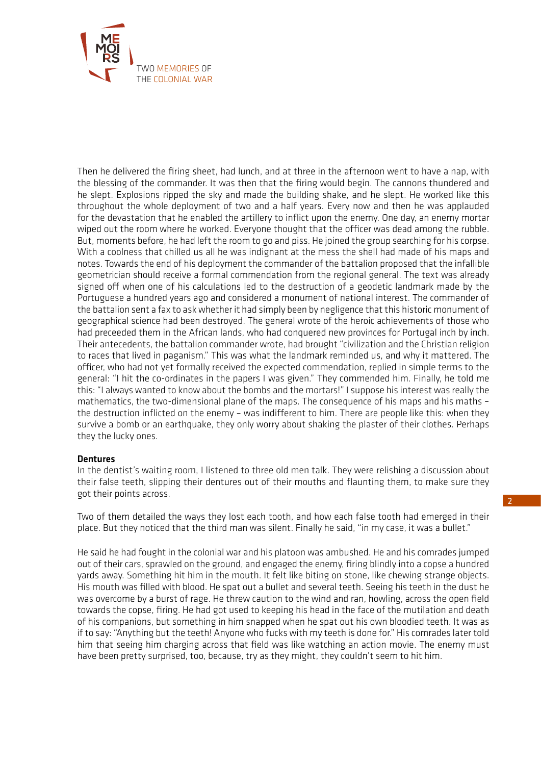Then he delivered the firing sheet, had lunch, and at three in the afternoon went to have a nap, with the blessing of the commander. It was then that the firing would begin. The cannons thundered and he slept. Explosions ripped the sky and made the building shake, and he slept. He worked like this throughout the whole deployment of two and a half years. Every now and then he was applauded for the devastation that he enabled the artillery to inflict upon the enemy. One day, an enemy mortar wiped out the room where he worked. Everyone thought that the officer was dead among the rubble. But, moments before, he had left the room to go and piss. He joined the group searching for his corpse. With a coolness that chilled us all he was indignant at the mess the shell had made of his maps and notes. Towards the end of his deployment the commander of the battalion proposed that the infallible geometrician should receive a formal commendation from the regional general. The text was already signed off when one of his calculations led to the destruction of a geodetic landmark made by the Portuguese a hundred years ago and considered a monument of national interest. The commander of the battalion sent a fax to ask whether it had simply been by negligence that this historic monument of geographical science had been destroyed. The general wrote of the heroic achievements of those who had preceeded them in the African lands, who had conquered new provinces for Portugal inch by inch. Their antecedents, the battalion commander wrote, had brought "civilization and the Christian religion to races that lived in paganism." This was what the landmark reminded us, and why it mattered. The officer, who had not yet formally received the expected commendation, replied in simple terms to the general: "I hit the co-ordinates in the papers I was given." They commended him. Finally, he told me this: "I always wanted to know about the bombs and the mortars!" I suppose his interest was really the mathematics, the two-dimensional plane of the maps. The consequence of his maps and his maths – the destruction inflicted on the enemy – was indifferent to him. There are people like this: when they survive a bomb or an earthquake, they only worry about shaking the plaster of their clothes. Perhaps they the lucky ones.

**Dentures**

In the dentist's waiting room, I listened to three old men talk. They were relishing a discussion about their false teeth, slipping their dentures out of their mouths and flaunting them, to make sure they got their points across.

Two of them detailed the ways they lost each tooth, and how each false tooth had emerged in their place. But they noticed that the third man was silent. Finally he said, "in my case, it was a bullet."

He said he had fought in the colonial war and his platoon was ambushed. He and his comrades jumped out of their cars, sprawled on the ground, and engaged the enemy, firing blindly into a copse a hundred yards away. Something hit him in the mouth. It felt like biting on stone, like chewing strange objects. His mouth was filled with blood. He spat out a bullet and several teeth. Seeing his teeth in the dust he was overcome by a burst of rage. He threw caution to the wind and ran, howling, across the open field towards the copse, firing. He had got used to keeping his head in the face of the mutilation and death of his companions, but something in him snapped when he spat out his own bloodied teeth. It was as if to say: "Anything but the teeth! Anyone who fucks with my teeth is done for." His comrades later told him that seeing him charging across that field was like watching an action movie. The enemy must have been pretty surprised, too, because, try as they might, they couldn't seem to hit him.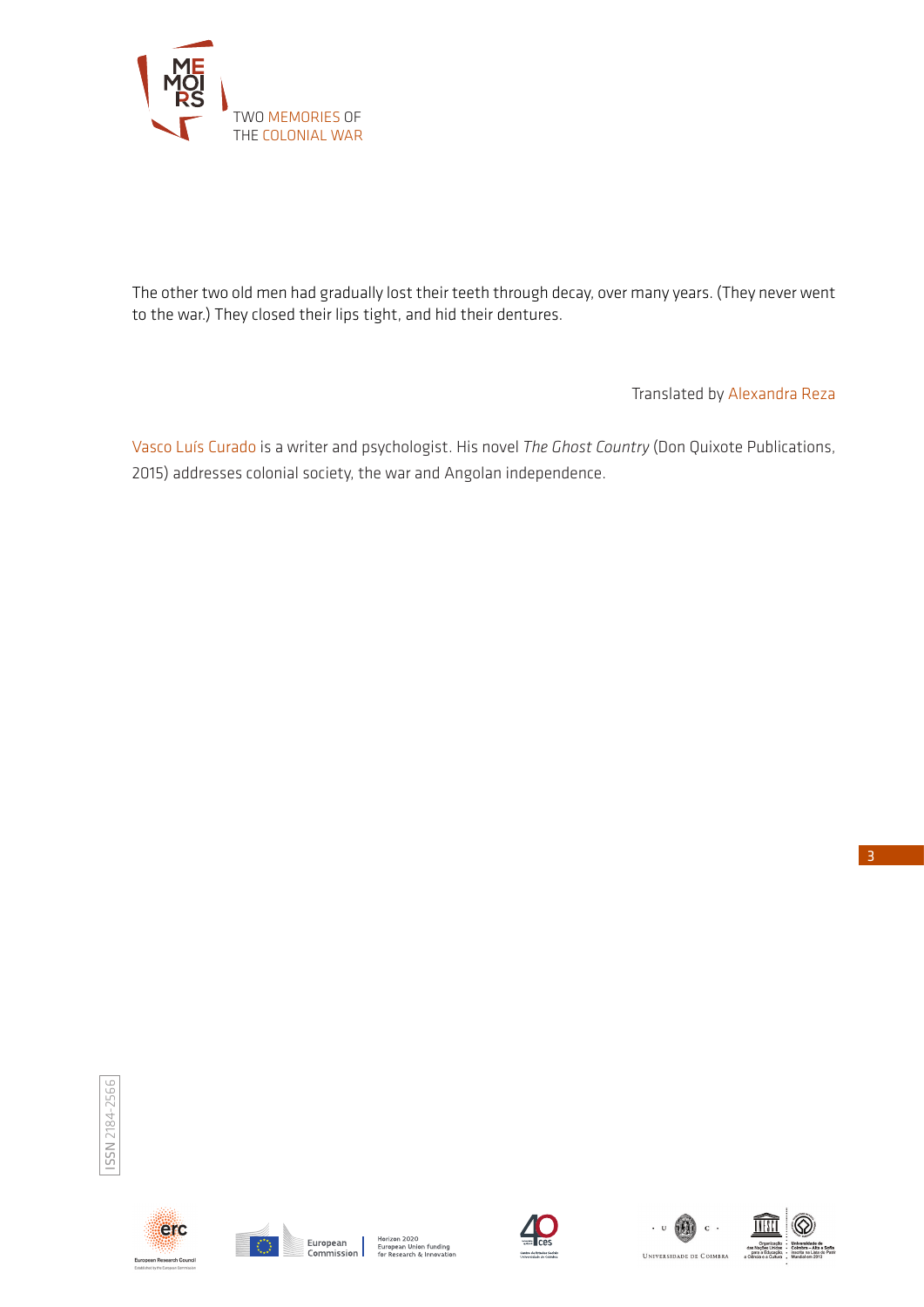The other two old men had gradually lost their teeth through decay, over many years. (They never went to the war.) They closed their lips tight, and hid their dentures.

Translated by Alexandra Reza

Vasco Luís Curado is a writer and psychologist. His novel *The Ghost Country* (Don Quixote Publications, 2015) addresses colonial society, the war and Angolan independence.